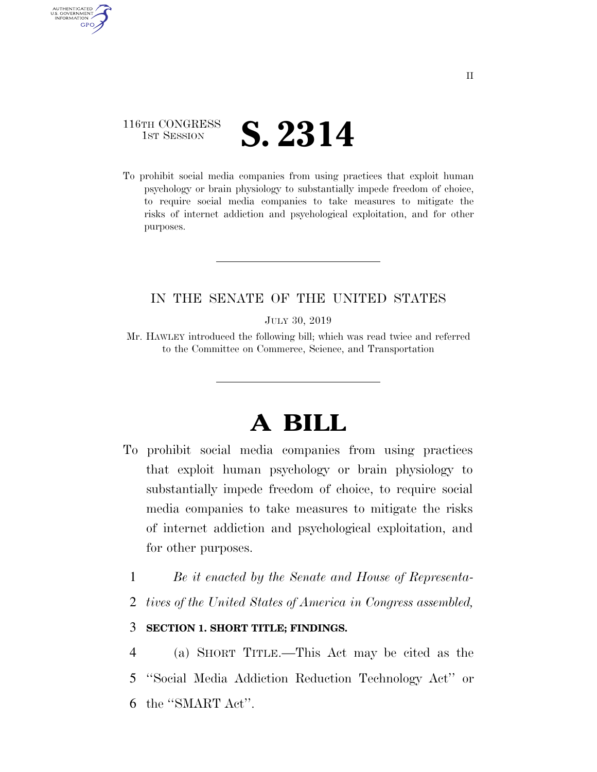116TH CONGRESS
1ST SESSION

# S. 2314

To prohibit social media companies from using practices that exploit human psychology or brain physiology to substantially impede freedom of choice, to require social media companies to take measures to mitigate the risks of internet addiction and psychological exploitation, and for other purposes.

---

IN THE SENATE OF THE UNITED STATES

JULY 30, 2019

Mr. HAWLEY introduced the following bill; which was read twice and referred to the Committee on Commerce, Science, and Transportation

---

# A BILL

To prohibit social media companies from using practices that exploit human psychology or brain physiology to substantially impede freedom of choice, to require social media companies to take measures to mitigate the risks of internet addiction and psychological exploitation, and for other purposes.

*Be it enacted by the Senate and House of Representatives of the United States of America in Congress assembled,*

**SECTION 1. SHORT TITLE; FINDINGS.**

(a) SHORT TITLE.—This Act may be cited as the "Social Media Addiction Reduction Technology Act" or the "SMART Act".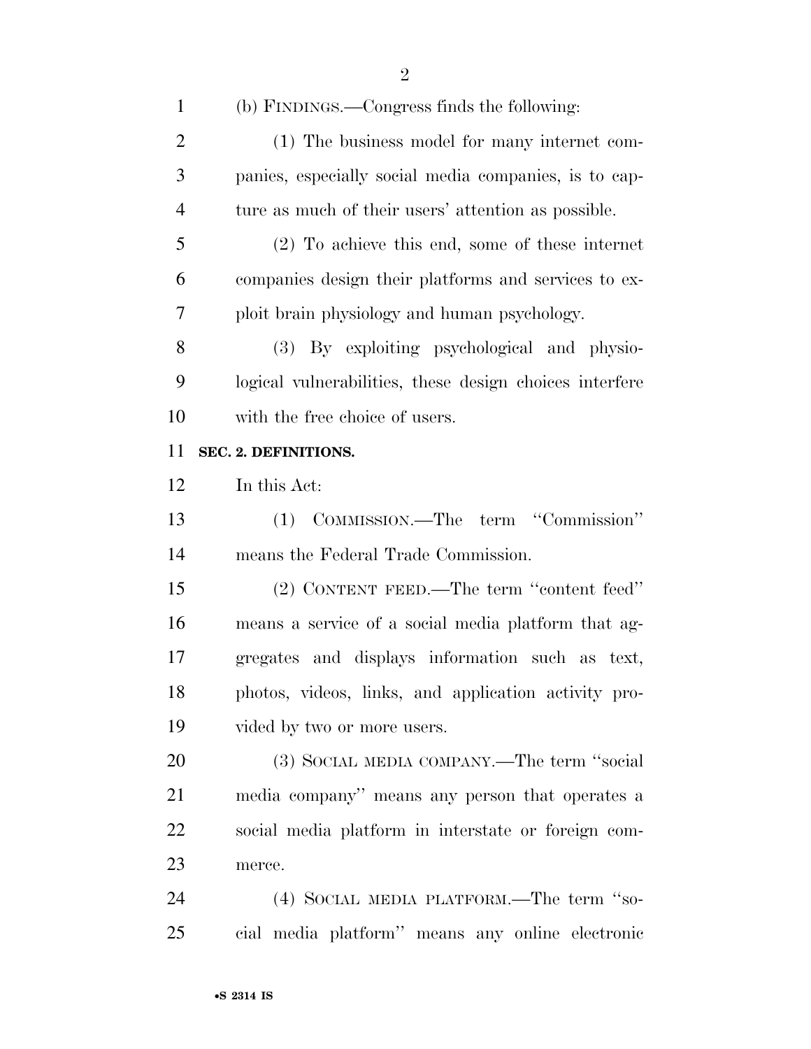(b) FINDINGS.—Congress finds the following:

(1) The business model for many internet companies, especially social media companies, is to capture as much of their users' attention as possible.

(2) To achieve this end, some of these internet companies design their platforms and services to exploit brain physiology and human psychology.

(3) By exploiting psychological and physiological vulnerabilities, these design choices interfere with the free choice of users.

**SEC. 2. DEFINITIONS.**

In this Act:

(1) COMMISSION.—The term ''Commission'' means the Federal Trade Commission.

(2) CONTENT FEED.—The term ''content feed'' means a service of a social media platform that aggregates and displays information such as text, photos, videos, links, and application activity provided by two or more users.

(3) SOCIAL MEDIA COMPANY.—The term ''social media company'' means any person that operates a social media platform in interstate or foreign commerce.

(4) SOCIAL MEDIA PLATFORM.—The term ''social media platform'' means any online electronic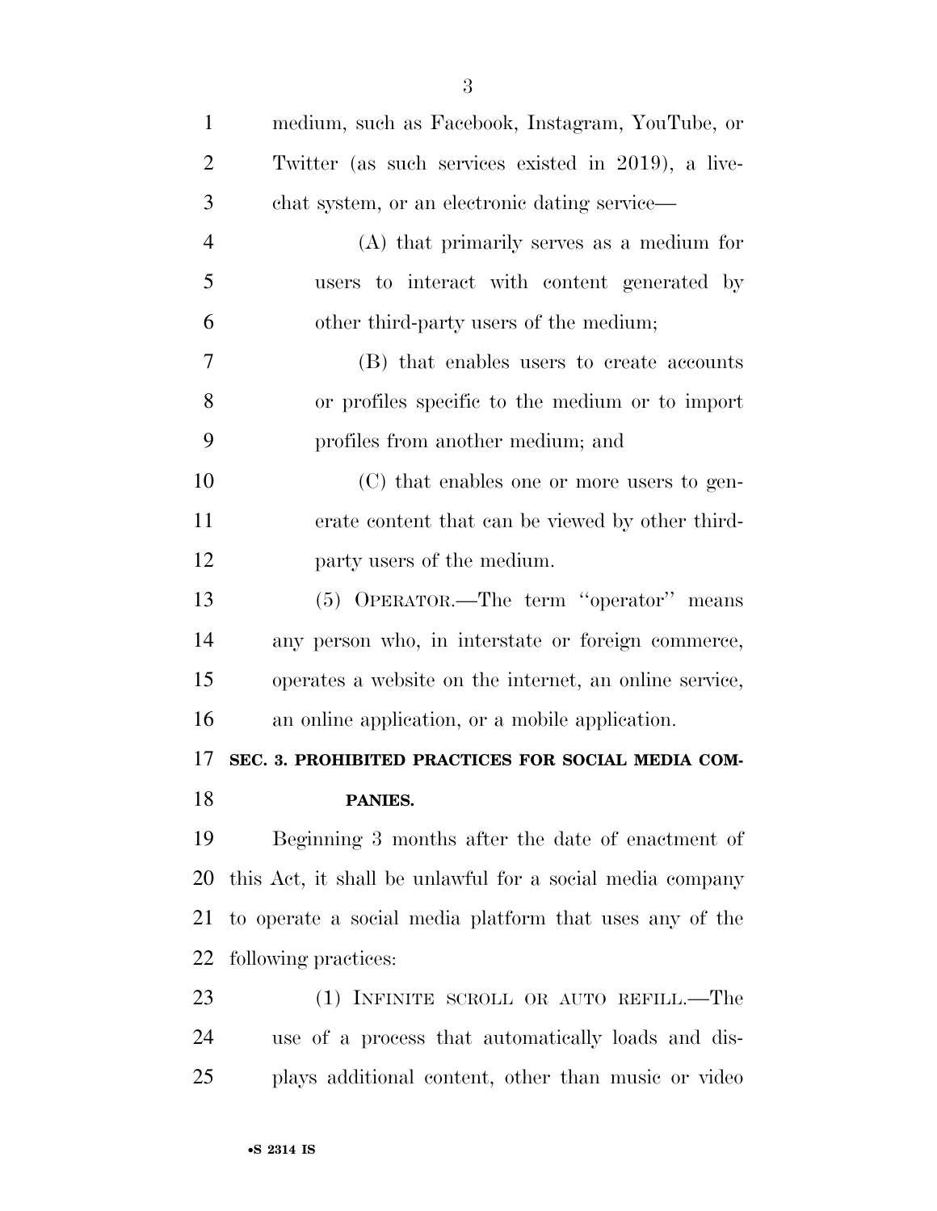medium, such as Facebook, Instagram, YouTube, or Twitter (as such services existed in 2019), a live-chat system, or an electronic dating service—

(A) that primarily serves as a medium for users to interact with content generated by other third-party users of the medium;

(B) that enables users to create accounts or profiles specific to the medium or to import profiles from another medium; and

(C) that enables one or more users to generate content that can be viewed by other third-party users of the medium.

(5) OPERATOR.—The term ''operator'' means any person who, in interstate or foreign commerce, operates a website on the internet, an online service, an online application, or a mobile application.

## SEC. 3. PROHIBITED PRACTICES FOR SOCIAL MEDIA COMPANIES.

Beginning 3 months after the date of enactment of this Act, it shall be unlawful for a social media company to operate a social media platform that uses any of the following practices:

(1) INFINITE SCROLL OR AUTO REFILL.—The use of a process that automatically loads and displays additional content, other than music or video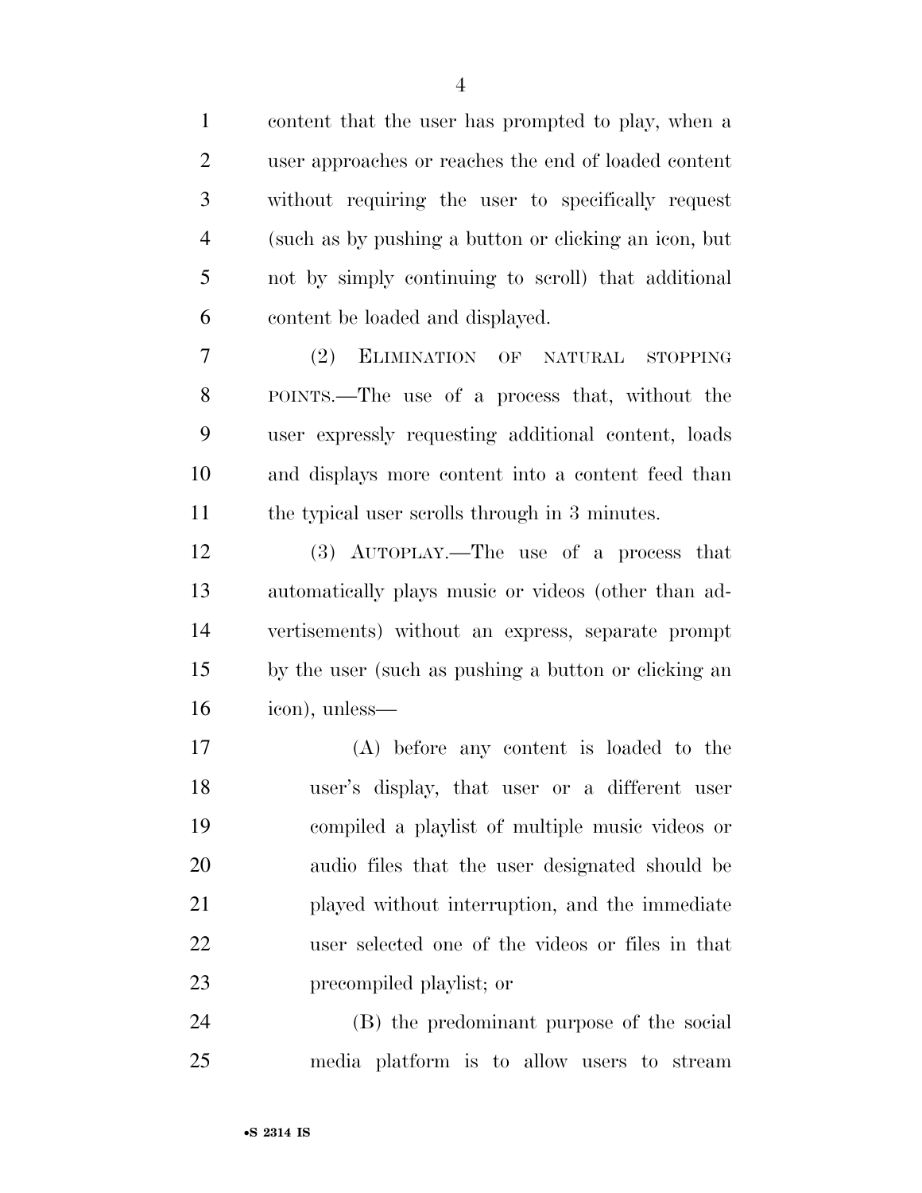content that the user has prompted to play, when a user approaches or reaches the end of loaded content without requiring the user to specifically request (such as by pushing a button or clicking an icon, but not by simply continuing to scroll) that additional content be loaded and displayed.

(2) ELIMINATION OF NATURAL STOPPING POINTS.—The use of a process that, without the user expressly requesting additional content, loads and displays more content into a content feed than the typical user scrolls through in 3 minutes.

(3) AUTOPLAY.—The use of a process that automatically plays music or videos (other than advertisements) without an express, separate prompt by the user (such as pushing a button or clicking an icon), unless—

(A) before any content is loaded to the user's display, that user or a different user compiled a playlist of multiple music videos or audio files that the user designated should be played without interruption, and the immediate user selected one of the videos or files in that precompiled playlist; or

(B) the predominant purpose of the social media platform is to allow users to stream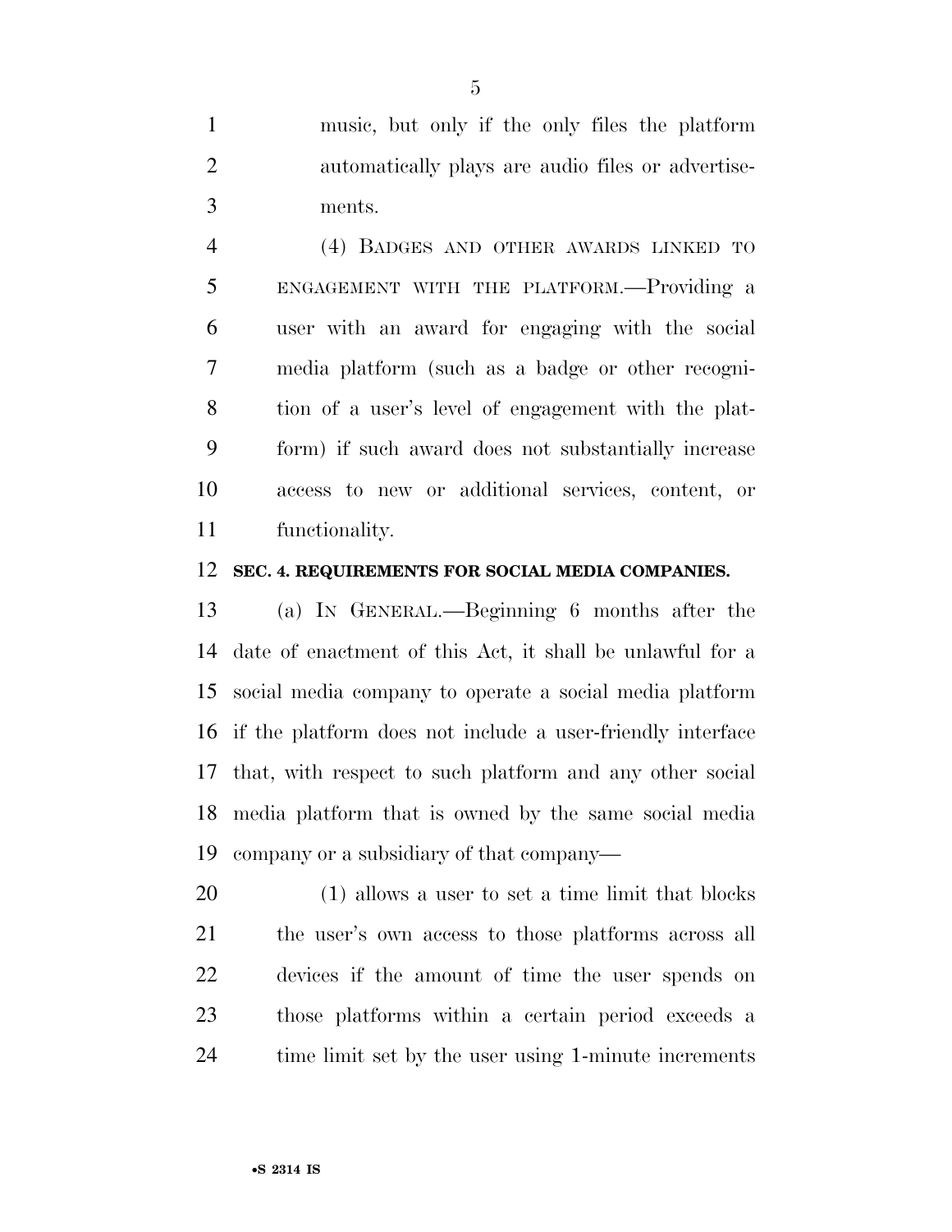music, but only if the only files the platform automatically plays are audio files or advertisements.

(4) BADGES AND OTHER AWARDS LINKED TO ENGAGEMENT WITH THE PLATFORM.—Providing a user with an award for engaging with the social media platform (such as a badge or other recognition of a user's level of engagement with the platform) if such award does not substantially increase access to new or additional services, content, or functionality.

**SEC. 4. REQUIREMENTS FOR SOCIAL MEDIA COMPANIES.**

(a) IN GENERAL.—Beginning 6 months after the date of enactment of this Act, it shall be unlawful for a social media company to operate a social media platform if the platform does not include a user-friendly interface that, with respect to such platform and any other social media platform that is owned by the same social media company or a subsidiary of that company—

(1) allows a user to set a time limit that blocks the user's own access to those platforms across all devices if the amount of time the user spends on those platforms within a certain period exceeds a time limit set by the user using 1-minute increments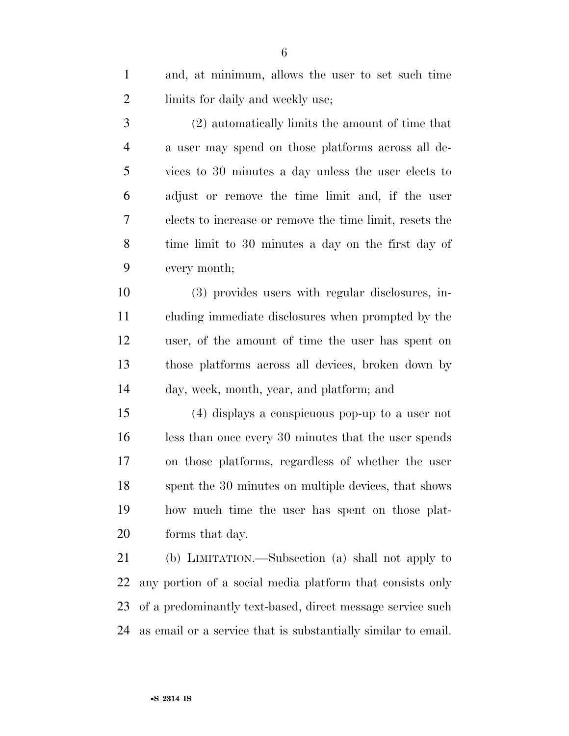and, at minimum, allows the user to set such time limits for daily and weekly use;

(2) automatically limits the amount of time that a user may spend on those platforms across all devices to 30 minutes a day unless the user elects to adjust or remove the time limit and, if the user elects to increase or remove the time limit, resets the time limit to 30 minutes a day on the first day of every month;

(3) provides users with regular disclosures, including immediate disclosures when prompted by the user, of the amount of time the user has spent on those platforms across all devices, broken down by day, week, month, year, and platform; and

(4) displays a conspicuous pop-up to a user not less than once every 30 minutes that the user spends on those platforms, regardless of whether the user spent the 30 minutes on multiple devices, that shows how much time the user has spent on those platforms that day.

(b) LIMITATION.—Subsection (a) shall not apply to any portion of a social media platform that consists only of a predominantly text-based, direct message service such as email or a service that is substantially similar to email.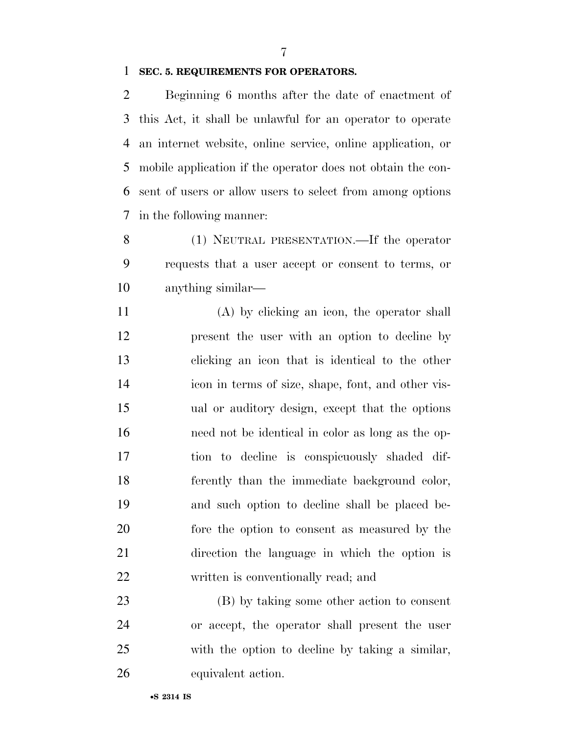## SEC. 5. REQUIREMENTS FOR OPERATORS.

Beginning 6 months after the date of enactment of this Act, it shall be unlawful for an operator to operate an internet website, online service, online application, or mobile application if the operator does not obtain the consent of users or allow users to select from among options in the following manner:

(1) NEUTRAL PRESENTATION.—If the operator requests that a user accept or consent to terms, or anything similar—

(A) by clicking an icon, the operator shall present the user with an option to decline by clicking an icon that is identical to the other icon in terms of size, shape, font, and other visual or auditory design, except that the options need not be identical in color as long as the option to decline is conspicuously shaded differently than the immediate background color, and such option to decline shall be placed before the option to consent as measured by the direction the language in which the option is written is conventionally read; and

(B) by taking some other action to consent or accept, the operator shall present the user with the option to decline by taking a similar, equivalent action.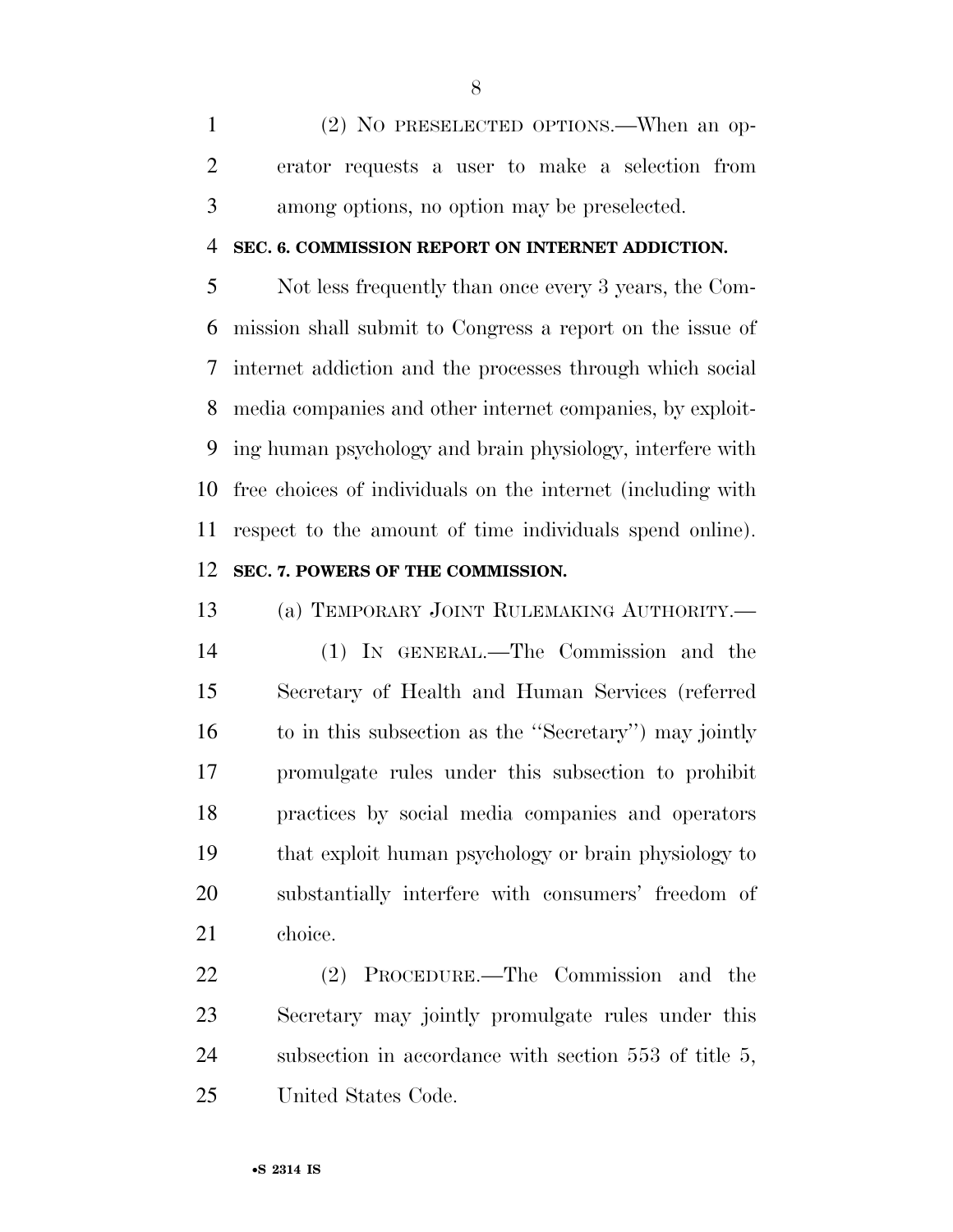(2) NO PRESELECTED OPTIONS.—When an operator requests a user to make a selection from among options, no option may be preselected.

**SEC. 6. COMMISSION REPORT ON INTERNET ADDICTION.**

Not less frequently than once every 3 years, the Commission shall submit to Congress a report on the issue of internet addiction and the processes through which social media companies and other internet companies, by exploiting human psychology and brain physiology, interfere with free choices of individuals on the internet (including with respect to the amount of time individuals spend online).

**SEC. 7. POWERS OF THE COMMISSION.**

(a) TEMPORARY JOINT RULEMAKING AUTHORITY.—

(1) IN GENERAL.—The Commission and the Secretary of Health and Human Services (referred to in this subsection as the ''Secretary'') may jointly promulgate rules under this subsection to prohibit practices by social media companies and operators that exploit human psychology or brain physiology to substantially interfere with consumers' freedom of choice.

(2) PROCEDURE.—The Commission and the Secretary may jointly promulgate rules under this subsection in accordance with section 553 of title 5, United States Code.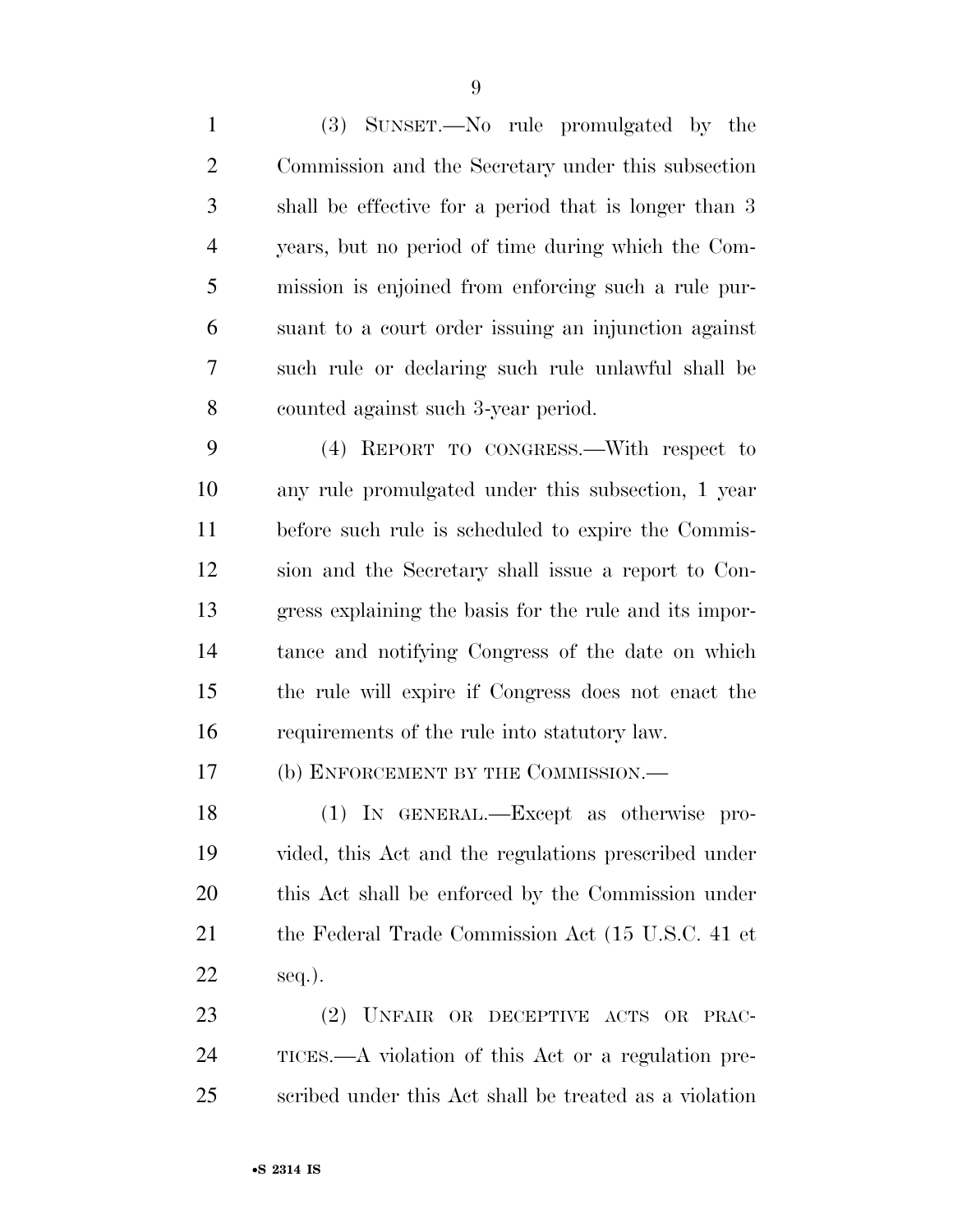(3) SUNSET.—No rule promulgated by the Commission and the Secretary under this subsection shall be effective for a period that is longer than 3 years, but no period of time during which the Commission is enjoined from enforcing such a rule pursuant to a court order issuing an injunction against such rule or declaring such rule unlawful shall be counted against such 3-year period.

(4) REPORT TO CONGRESS.—With respect to any rule promulgated under this subsection, 1 year before such rule is scheduled to expire the Commission and the Secretary shall issue a report to Congress explaining the basis for the rule and its importance and notifying Congress of the date on which the rule will expire if Congress does not enact the requirements of the rule into statutory law.

(b) ENFORCEMENT BY THE COMMISSION.—

(1) IN GENERAL.—Except as otherwise provided, this Act and the regulations prescribed under this Act shall be enforced by the Commission under the Federal Trade Commission Act (15 U.S.C. 41 et seq.).

(2) UNFAIR OR DECEPTIVE ACTS OR PRACTICES.—A violation of this Act or a regulation prescribed under this Act shall be treated as a violation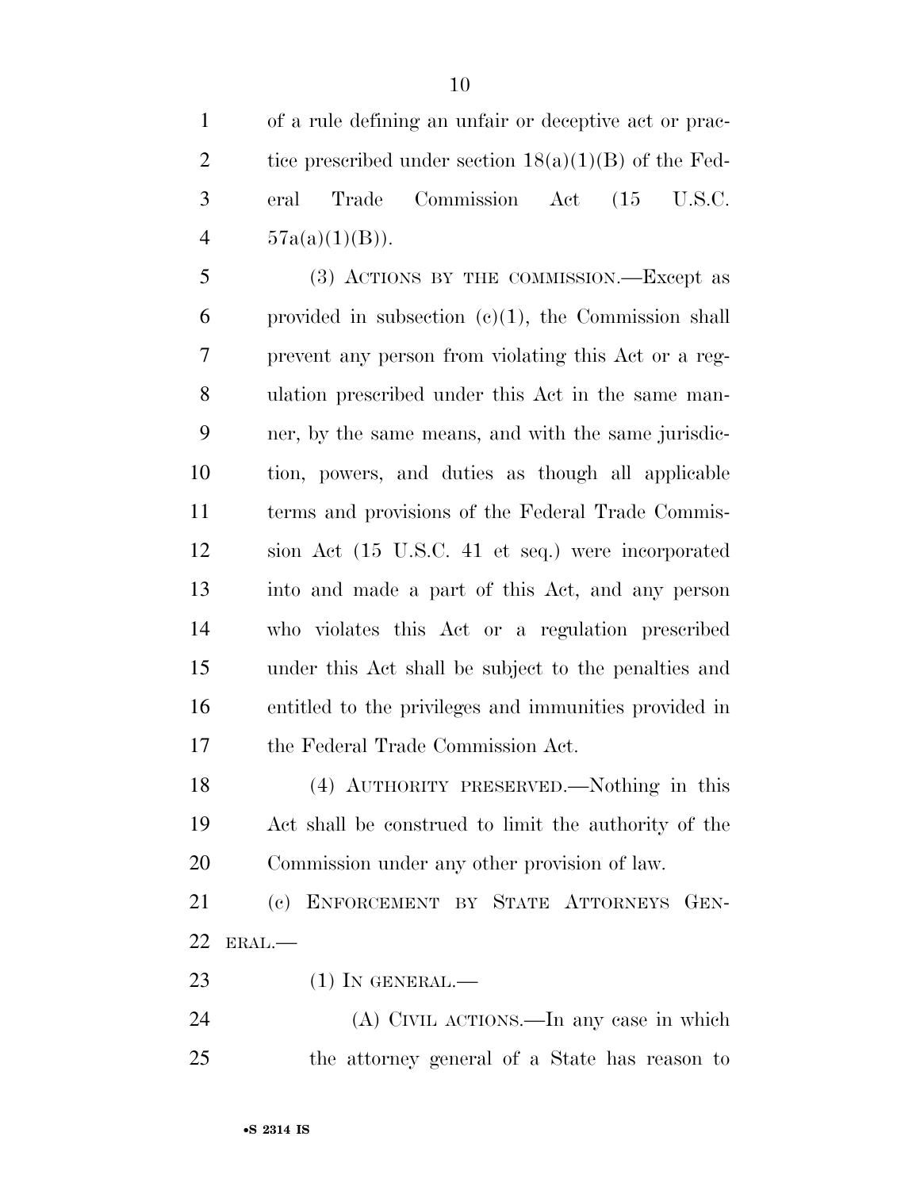of a rule defining an unfair or deceptive act or practice prescribed under section 18(a)(1)(B) of the Federal Trade Commission Act (15 U.S.C. 57a(a)(1)(B)).

(3) ACTIONS BY THE COMMISSION.—Except as provided in subsection (c)(1), the Commission shall prevent any person from violating this Act or a regulation prescribed under this Act in the same manner, by the same means, and with the same jurisdiction, powers, and duties as though all applicable terms and provisions of the Federal Trade Commission Act (15 U.S.C. 41 et seq.) were incorporated into and made a part of this Act, and any person who violates this Act or a regulation prescribed under this Act shall be subject to the penalties and entitled to the privileges and immunities provided in the Federal Trade Commission Act.

(4) AUTHORITY PRESERVED.—Nothing in this Act shall be construed to limit the authority of the Commission under any other provision of law.

(c) ENFORCEMENT BY STATE ATTORNEYS GENERAL.—

(1) IN GENERAL.—

(A) CIVIL ACTIONS.—In any case in which the attorney general of a State has reason to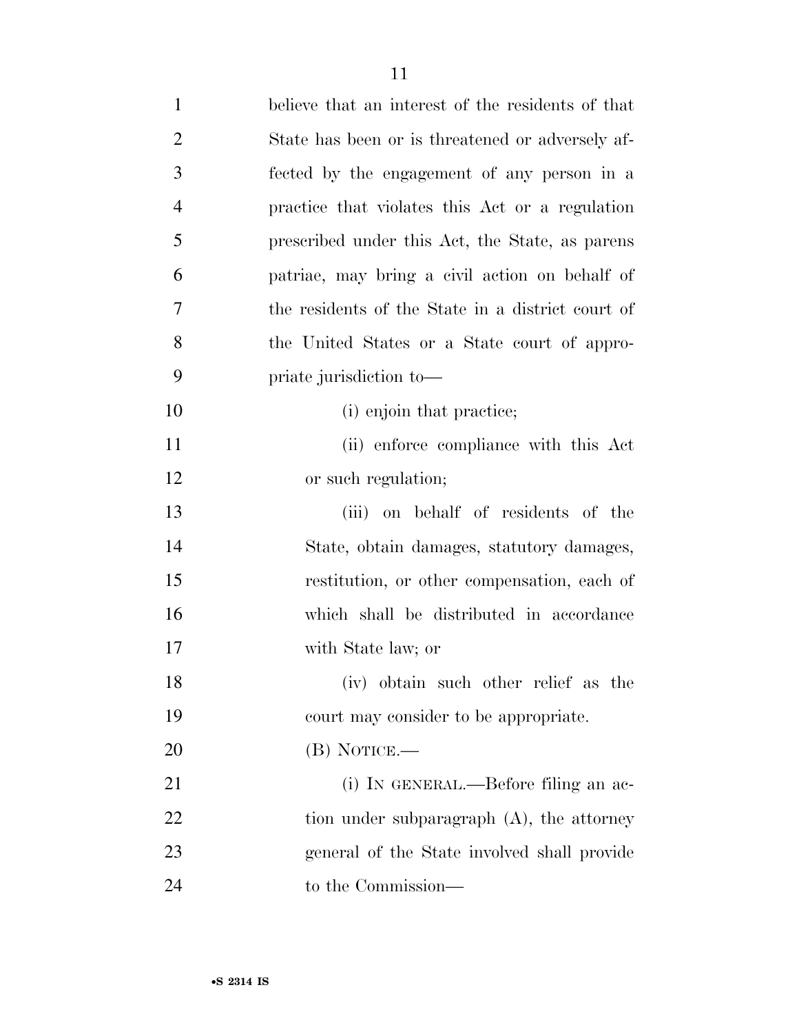believe that an interest of the residents of that State has been or is threatened or adversely affected by the engagement of any person in a practice that violates this Act or a regulation prescribed under this Act, the State, as parens patriae, may bring a civil action on behalf of the residents of the State in a district court of the United States or a State court of appropriate jurisdiction to—

(i) enjoin that practice;

(ii) enforce compliance with this Act or such regulation;

(iii) on behalf of residents of the State, obtain damages, statutory damages, restitution, or other compensation, each of which shall be distributed in accordance with State law; or

(iv) obtain such other relief as the court may consider to be appropriate.

(B) NOTICE.—

(i) IN GENERAL.—Before filing an action under subparagraph (A), the attorney general of the State involved shall provide to the Commission—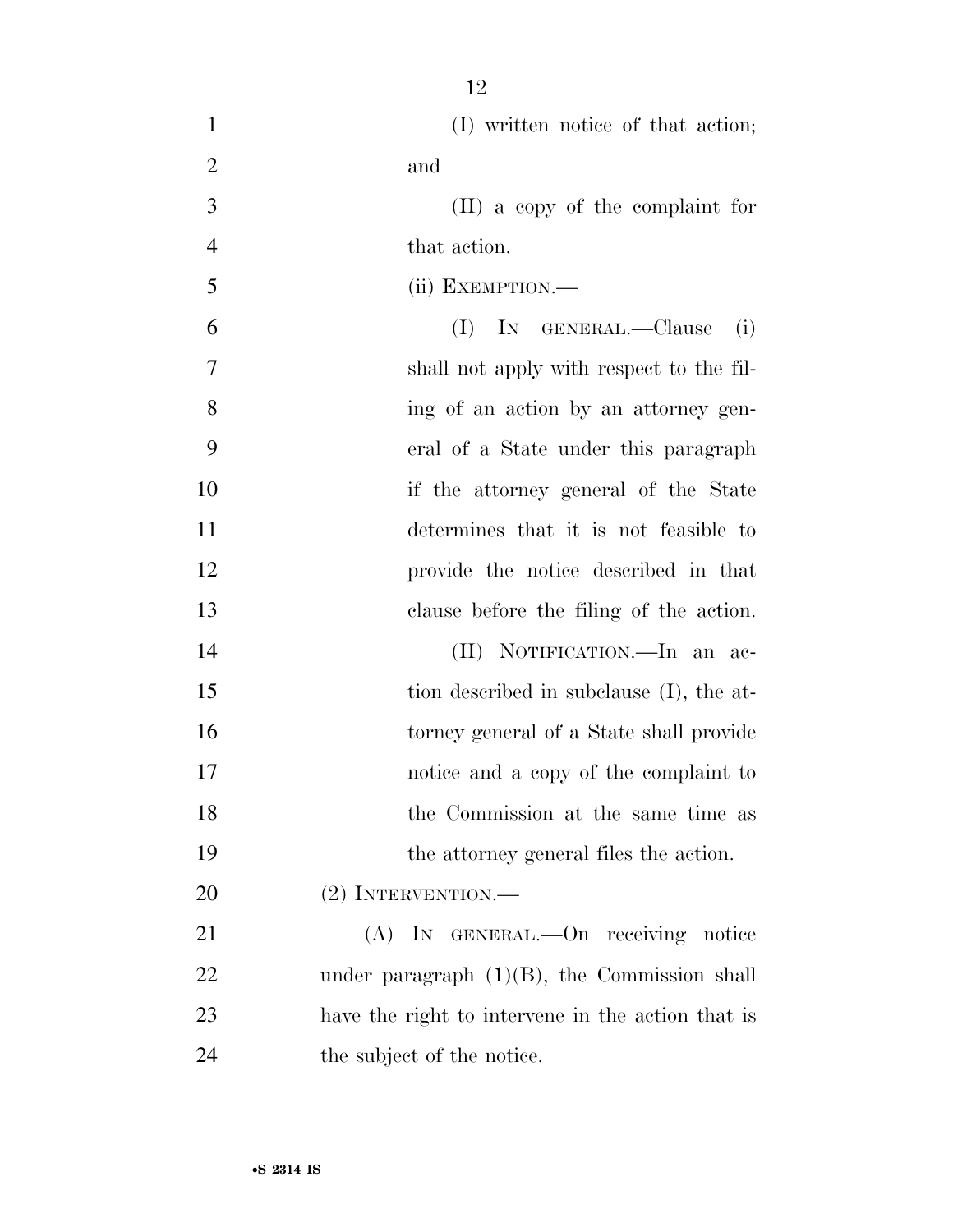(I) written notice of that action; and

(II) a copy of the complaint for that action.

(ii) EXEMPTION.—

(I) IN GENERAL.—Clause (i) shall not apply with respect to the filing of an action by an attorney general of a State under this paragraph if the attorney general of the State determines that it is not feasible to provide the notice described in that clause before the filing of the action.

(II) NOTIFICATION.—In an action described in subclause (I), the attorney general of a State shall provide notice and a copy of the complaint to the Commission at the same time as the attorney general files the action.

(2) INTERVENTION.—

(A) IN GENERAL.—On receiving notice under paragraph (1)(B), the Commission shall have the right to intervene in the action that is the subject of the notice.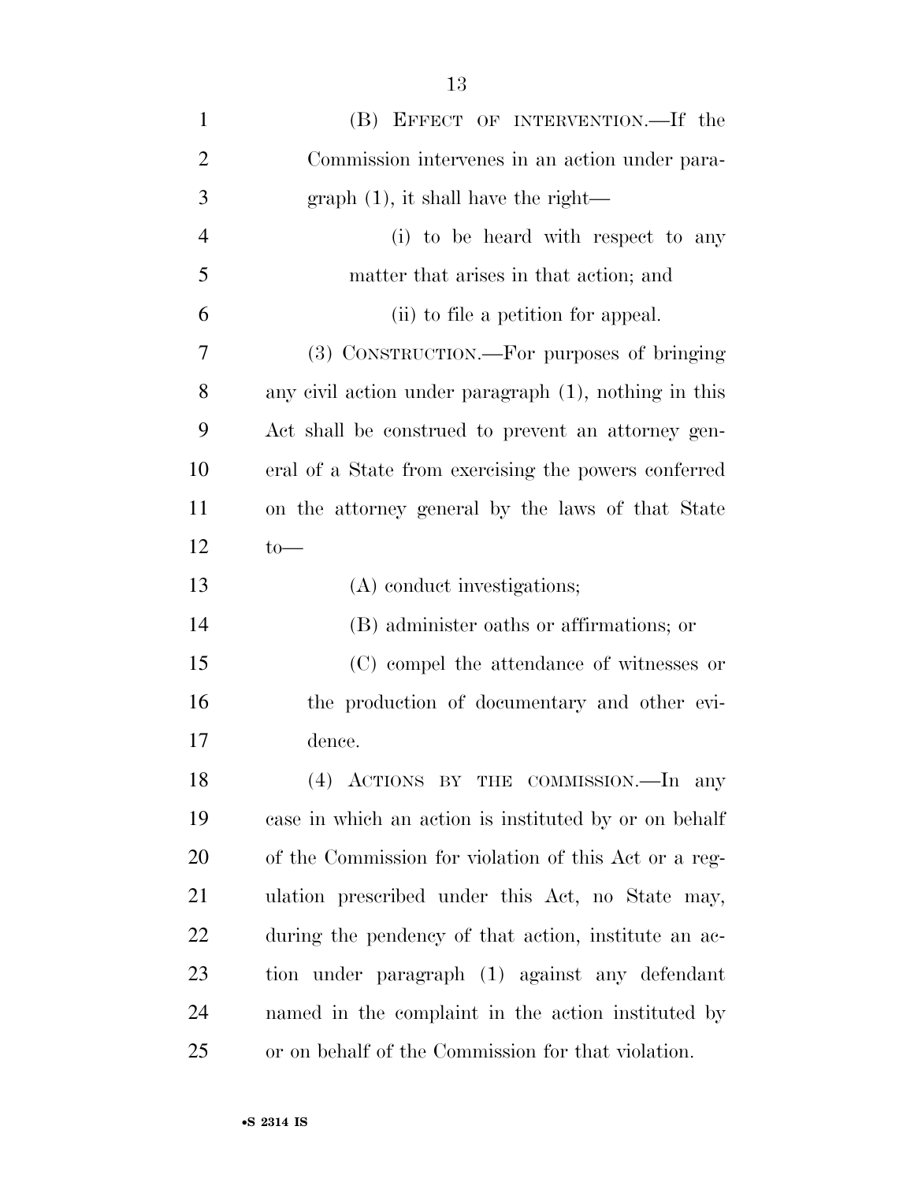(B) EFFECT OF INTERVENTION.—If the Commission intervenes in an action under paragraph (1), it shall have the right—

(i) to be heard with respect to any matter that arises in that action; and

(ii) to file a petition for appeal.

(3) CONSTRUCTION.—For purposes of bringing any civil action under paragraph (1), nothing in this Act shall be construed to prevent an attorney general of a State from exercising the powers conferred on the attorney general by the laws of that State to—

(A) conduct investigations;

(B) administer oaths or affirmations; or

(C) compel the attendance of witnesses or the production of documentary and other evidence.

(4) ACTIONS BY THE COMMISSION.—In any case in which an action is instituted by or on behalf of the Commission for violation of this Act or a regulation prescribed under this Act, no State may, during the pendency of that action, institute an action under paragraph (1) against any defendant named in the complaint in the action instituted by or on behalf of the Commission for that violation.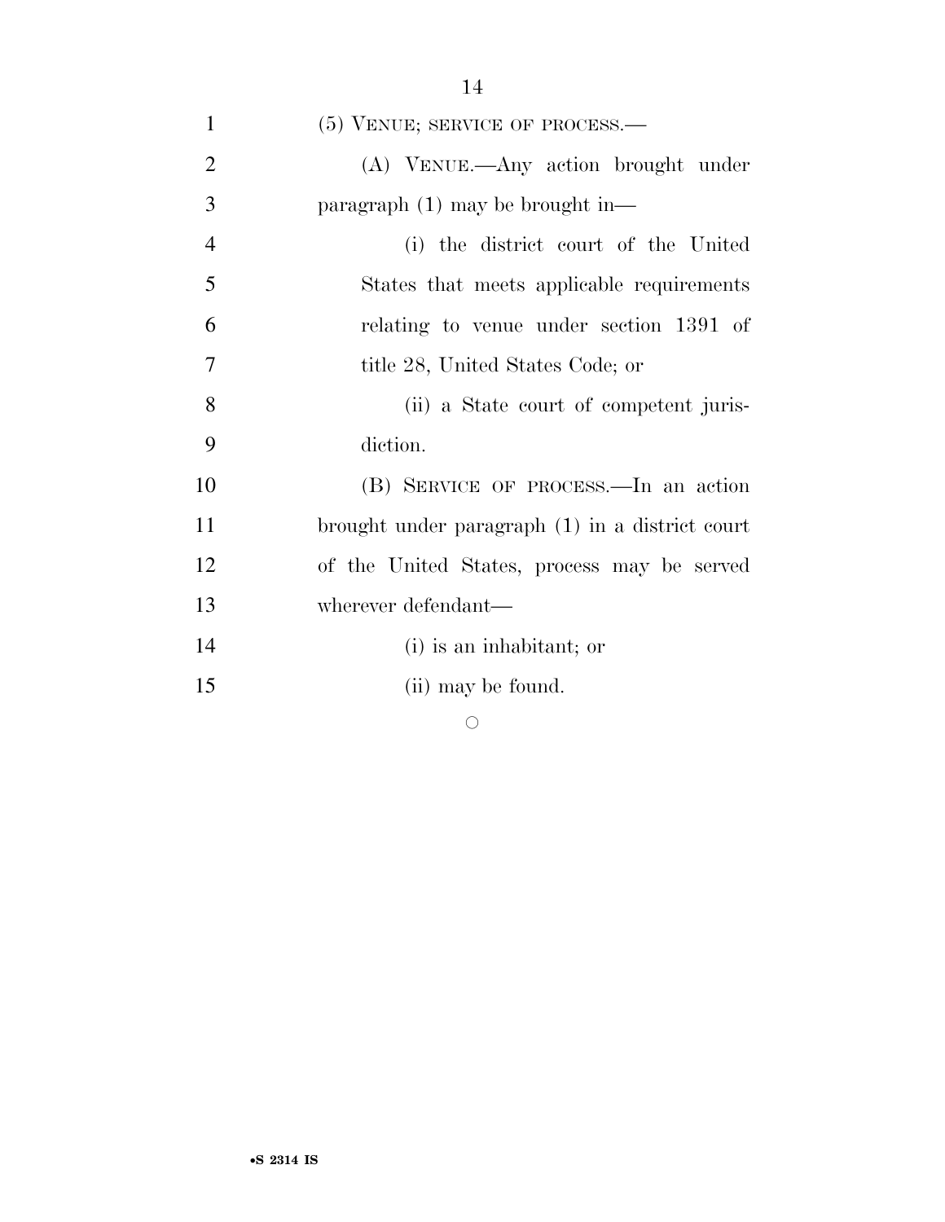(5) VENUE; SERVICE OF PROCESS.—

(A) VENUE.—Any action brought under paragraph (1) may be brought in—

(i) the district court of the United States that meets applicable requirements relating to venue under section 1391 of title 28, United States Code; or

(ii) a State court of competent jurisdiction.

(B) SERVICE OF PROCESS.—In an action brought under paragraph (1) in a district court of the United States, process may be served wherever defendant—

(i) is an inhabitant; or

(ii) may be found.

○